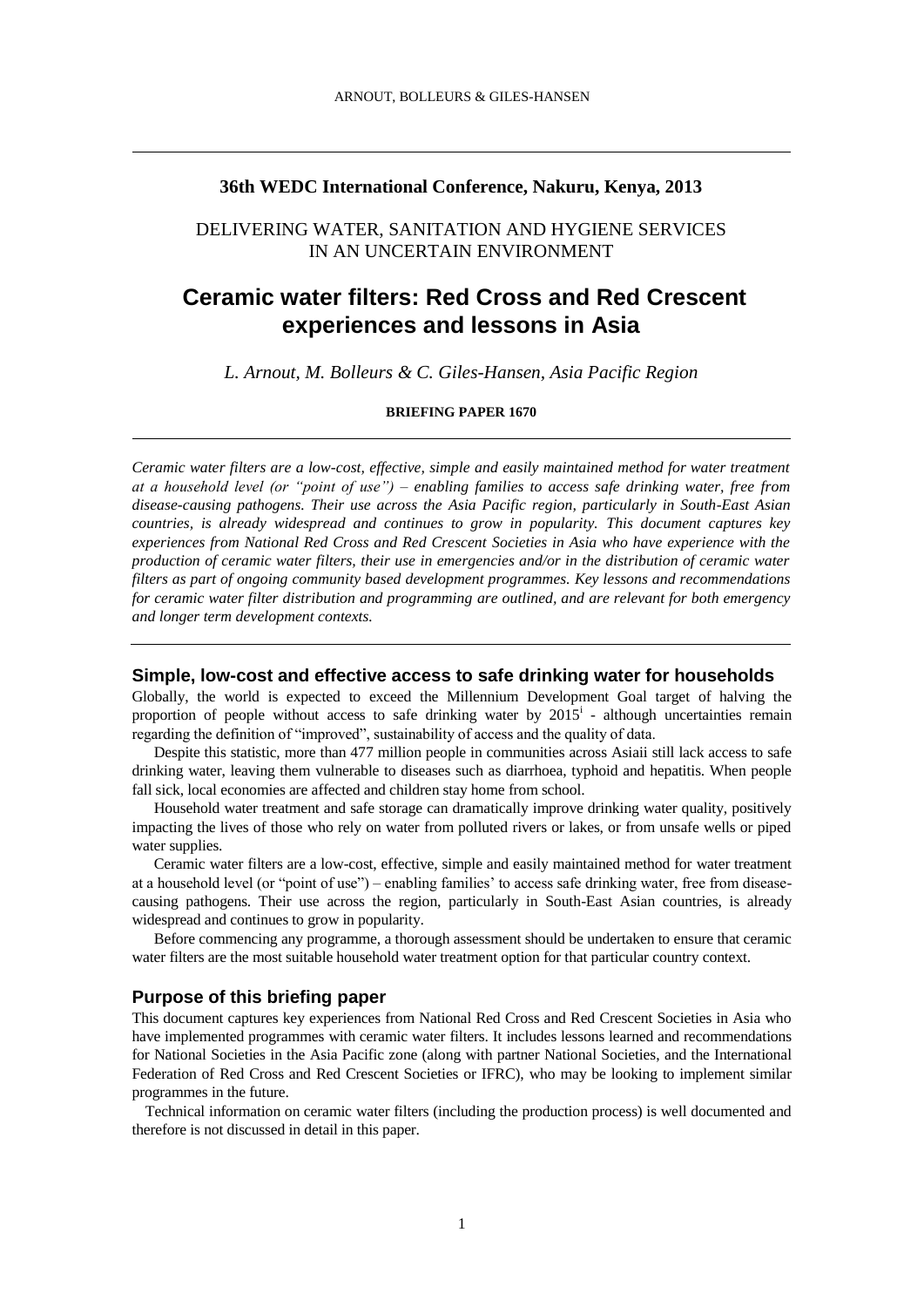**36th WEDC International Conference, Nakuru, Kenya, 2013**

DELIVERING WATER, SANITATION AND HYGIENE SERVICES IN AN UNCERTAIN ENVIRONMENT

# Ceramic water filters: Red Cross and Red Crescent experiences and lessons in Asia

*L. Arnout, M. Bolleurs & C. Giles-Hansen, Asia Pacific Region*

**BRIEFING PAPER 1670**

*Ceramic water filters are a low-cost, effective, simple and easily maintained method for water treatment at a household level (or "point of use") – enabling families to access safe drinking water, free from disease-causing pathogens. Their use across the Asia Pacific region, particularly in South-East Asian countries, is already widespread and continues to grow in popularity. This document captures key experiences from National Red Cross and Red Crescent Societies in Asia who have experience with the production of ceramic water filters, their use in emergencies and/or in the distribution of ceramic water filters as part of ongoing community based development programmes. Key lessons and recommendations for ceramic water filter distribution and programming are outlined, and are relevant for both emergency and longer term development contexts.*

## Simple, low-cost and effective access to safe drinking water for households

Globally, the world is expected to exceed the Millennium Development Goal target of halving the proportion of people without access to safe drinking water by 2015[i] - although uncertainties remain regarding the definition of "improved", sustainability of access and the quality of data.

Despite this statistic, more than 477 million people in communities across Asiaii still lack access to safe drinking water, leaving them vulnerable to diseases such as diarrhoea, typhoid and hepatitis. When people fall sick, local economies are affected and children stay home from school.

Household water treatment and safe storage can dramatically improve drinking water quality, positively impacting the lives of those who rely on water from polluted rivers or lakes, or from unsafe wells or piped water supplies.

Ceramic water filters are a low-cost, effective, simple and easily maintained method for water treatment at a household level (or "point of use") – enabling families' to access safe drinking water, free from disease-causing pathogens. Their use across the region, particularly in South-East Asian countries, is already widespread and continues to grow in popularity.

Before commencing any programme, a thorough assessment should be undertaken to ensure that ceramic water filters are the most suitable household water treatment option for that particular country context.

## Purpose of this briefing paper

This document captures key experiences from National Red Cross and Red Crescent Societies in Asia who have implemented programmes with ceramic water filters. It includes lessons learned and recommendations for National Societies in the Asia Pacific zone (along with partner National Societies, and the International Federation of Red Cross and Red Crescent Societies or IFRC), who may be looking to implement similar programmes in the future.

Technical information on ceramic water filters (including the production process) is well documented and therefore is not discussed in detail in this paper.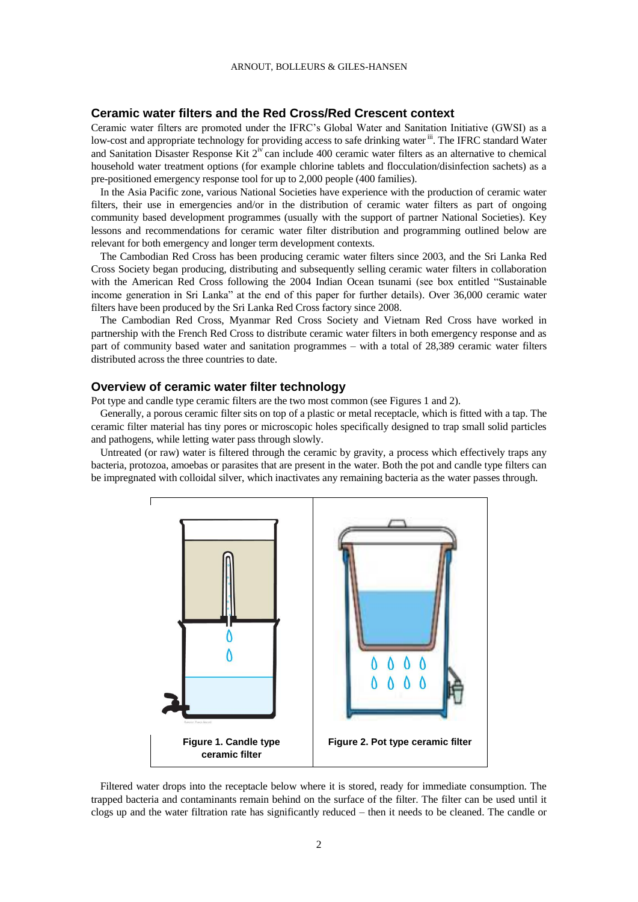## Ceramic water filters and the Red Cross/Red Crescent context

Ceramic water filters are promoted under the IFRC's Global Water and Sanitation Initiative (GWSI) as a low-cost and appropriate technology for providing access to safe drinking water [iii]. The IFRC standard Water and Sanitation Disaster Response Kit 2[iv] can include 400 ceramic water filters as an alternative to chemical household water treatment options (for example chlorine tablets and flocculation/disinfection sachets) as a pre-positioned emergency response tool for up to 2,000 people (400 families).

In the Asia Pacific zone, various National Societies have experience with the production of ceramic water filters, their use in emergencies and/or in the distribution of ceramic water filters as part of ongoing community based development programmes (usually with the support of partner National Societies). Key lessons and recommendations for ceramic water filter distribution and programming outlined below are relevant for both emergency and longer term development contexts.

The Cambodian Red Cross has been producing ceramic water filters since 2003, and the Sri Lanka Red Cross Society began producing, distributing and subsequently selling ceramic water filters in collaboration with the American Red Cross following the 2004 Indian Ocean tsunami (see box entitled "Sustainable income generation in Sri Lanka" at the end of this paper for further details). Over 36,000 ceramic water filters have been produced by the Sri Lanka Red Cross factory since 2008.

The Cambodian Red Cross, Myanmar Red Cross Society and Vietnam Red Cross have worked in partnership with the French Red Cross to distribute ceramic water filters in both emergency response and as part of community based water and sanitation programmes – with a total of 28,389 ceramic water filters distributed across the three countries to date.

## Overview of ceramic water filter technology

Pot type and candle type ceramic filters are the two most common (see Figures 1 and 2).

Generally, a porous ceramic filter sits on top of a plastic or metal receptacle, which is fitted with a tap. The ceramic filter material has tiny pores or microscopic holes specifically designed to trap small solid particles and pathogens, while letting water pass through slowly.

Untreated (or raw) water is filtered through the ceramic by gravity, a process which effectively traps any bacteria, protozoa, amoebas or parasites that are present in the water. Both the pot and candle type filters can be impregnated with colloidal silver, which inactivates any remaining bacteria as the water passes through.

**Figure 1. Candle type ceramic filter**

**Figure 2. Pot type ceramic filter**

Filtered water drops into the receptacle below where it is stored, ready for immediate consumption. The trapped bacteria and contaminants remain behind on the surface of the filter. The filter can be used until it clogs up and the water filtration rate has significantly reduced – then it needs to be cleaned. The candle or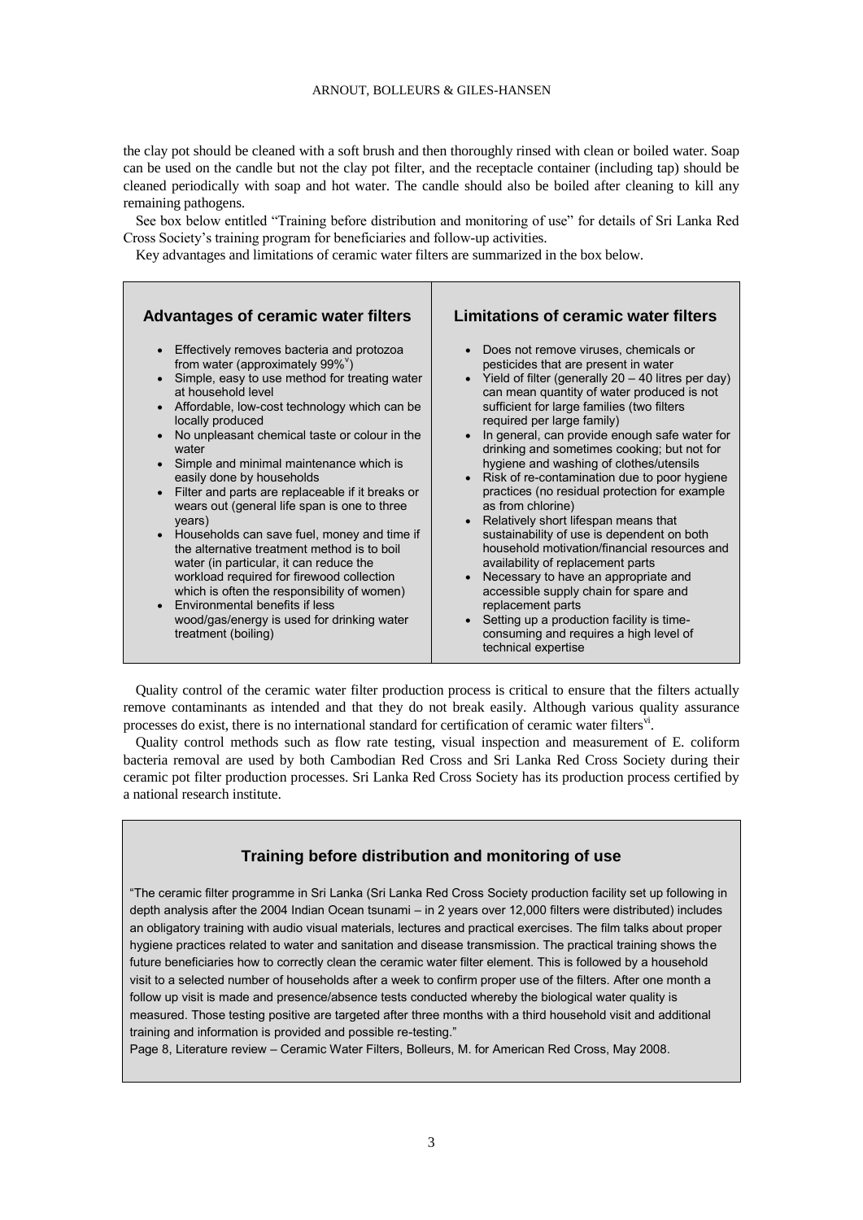the clay pot should be cleaned with a soft brush and then thoroughly rinsed with clean or boiled water. Soap can be used on the candle but not the clay pot filter, and the receptacle container (including tap) should be cleaned periodically with soap and hot water. The candle should also be boiled after cleaning to kill any remaining pathogens.

See box below entitled "Training before distribution and monitoring of use" for details of Sri Lanka Red Cross Society's training program for beneficiaries and follow-up activities.

Key advantages and limitations of ceramic water filters are summarized in the box below.

### Advantages of ceramic water filters

- Effectively removes bacteria and protozoa from water (approximately 99%[v])
- Simple, easy to use method for treating water at household level
- Affordable, low-cost technology which can be locally produced
- No unpleasant chemical taste or colour in the water
- Simple and minimal maintenance which is easily done by households
- Filter and parts are replaceable if it breaks or wears out (general life span is one to three years)
- Households can save fuel, money and time if the alternative treatment method is to boil water (in particular, it can reduce the workload required for firewood collection which is often the responsibility of women)
- Environmental benefits if less wood/gas/energy is used for drinking water treatment (boiling)

### Limitations of ceramic water filters

- Does not remove viruses, chemicals or pesticides that are present in water
- Yield of filter (generally 20 – 40 litres per day) can mean quantity of water produced is not sufficient for large families (two filters required per large family)
- In general, can provide enough safe water for drinking and sometimes cooking; but not for hygiene and washing of clothes/utensils
- Risk of re-contamination due to poor hygiene practices (no residual protection for example as from chlorine)
- Relatively short lifespan means that sustainability of use is dependent on both household motivation/financial resources and availability of replacement parts
- Necessary to have an appropriate and accessible supply chain for spare and replacement parts
- Setting up a production facility is time-consuming and requires a high level of technical expertise

Quality control of the ceramic water filter production process is critical to ensure that the filters actually remove contaminants as intended and that they do not break easily. Although various quality assurance processes do exist, there is no international standard for certification of ceramic water filters[vi].

Quality control methods such as flow rate testing, visual inspection and measurement of E. coliform bacteria removal are used by both Cambodian Red Cross and Sri Lanka Red Cross Society during their ceramic pot filter production processes. Sri Lanka Red Cross Society has its production process certified by a national research institute.

### Training before distribution and monitoring of use

"The ceramic filter programme in Sri Lanka (Sri Lanka Red Cross Society production facility set up following in depth analysis after the 2004 Indian Ocean tsunami – in 2 years over 12,000 filters were distributed) includes an obligatory training with audio visual materials, lectures and practical exercises. The film talks about proper hygiene practices related to water and sanitation and disease transmission. The practical training shows the future beneficiaries how to correctly clean the ceramic water filter element. This is followed by a household visit to a selected number of households after a week to confirm proper use of the filters. After one month a follow up visit is made and presence/absence tests conducted whereby the biological water quality is measured. Those testing positive are targeted after three months with a third household visit and additional training and information is provided and possible re-testing."

Page 8, Literature review – Ceramic Water Filters, Bolleurs, M. for American Red Cross, May 2008.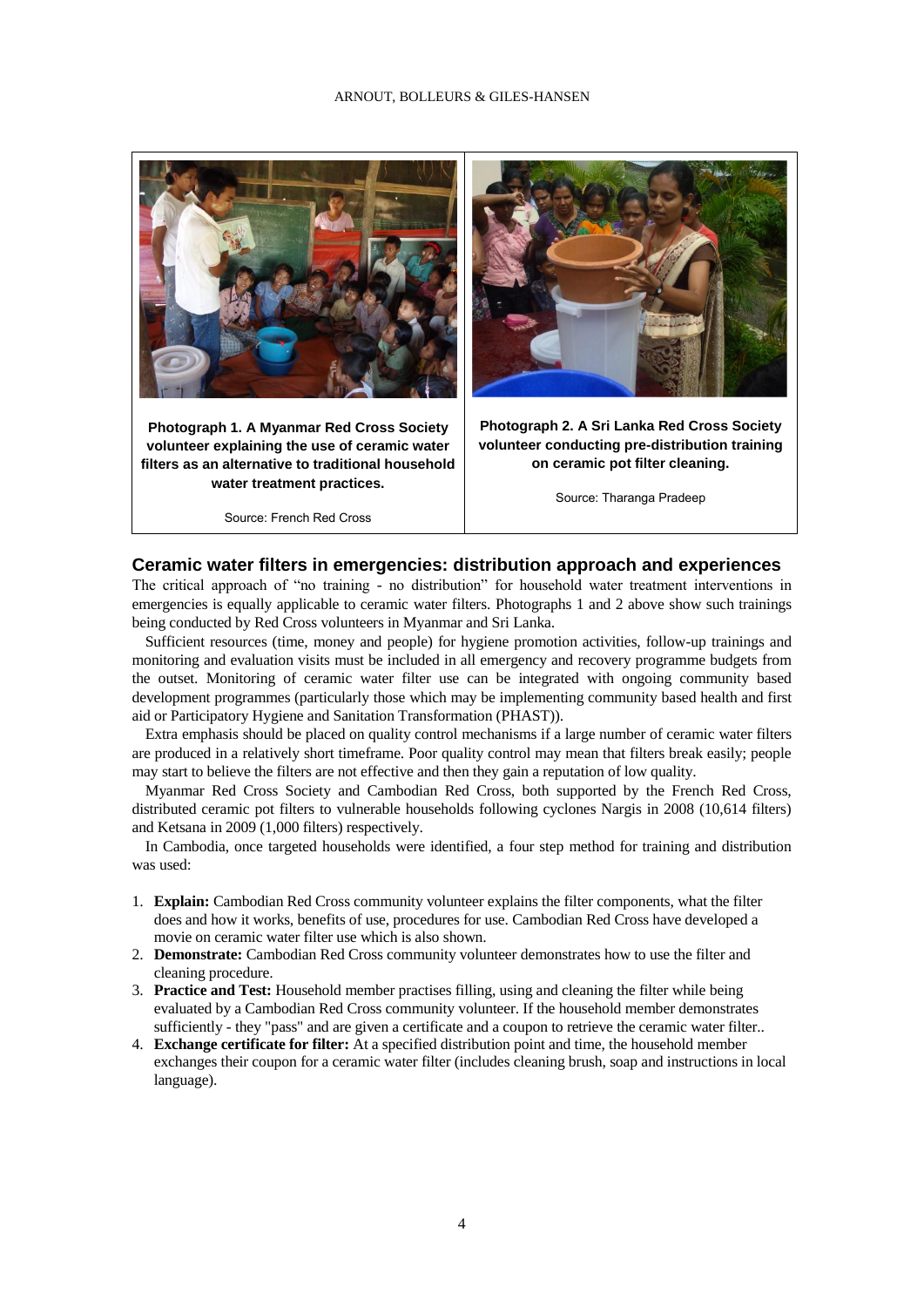**Photograph 1. A Myanmar Red Cross Society volunteer explaining the use of ceramic water filters as an alternative to traditional household water treatment practices.**

Source: French Red Cross

**Photograph 2. A Sri Lanka Red Cross Society volunteer conducting pre-distribution training on ceramic pot filter cleaning.**

Source: Tharanga Pradeep

## Ceramic water filters in emergencies: distribution approach and experiences

The critical approach of "no training - no distribution" for household water treatment interventions in emergencies is equally applicable to ceramic water filters. Photographs 1 and 2 above show such trainings being conducted by Red Cross volunteers in Myanmar and Sri Lanka.

Sufficient resources (time, money and people) for hygiene promotion activities, follow-up trainings and monitoring and evaluation visits must be included in all emergency and recovery programme budgets from the outset. Monitoring of ceramic water filter use can be integrated with ongoing community based development programmes (particularly those which may be implementing community based health and first aid or Participatory Hygiene and Sanitation Transformation (PHAST)).

Extra emphasis should be placed on quality control mechanisms if a large number of ceramic water filters are produced in a relatively short timeframe. Poor quality control may mean that filters break easily; people may start to believe the filters are not effective and then they gain a reputation of low quality.

Myanmar Red Cross Society and Cambodian Red Cross, both supported by the French Red Cross, distributed ceramic pot filters to vulnerable households following cyclones Nargis in 2008 (10,614 filters) and Ketsana in 2009 (1,000 filters) respectively.

In Cambodia, once targeted households were identified, a four step method for training and distribution was used:

1. **Explain:** Cambodian Red Cross community volunteer explains the filter components, what the filter does and how it works, benefits of use, procedures for use. Cambodian Red Cross have developed a movie on ceramic water filter use which is also shown.
2. **Demonstrate:** Cambodian Red Cross community volunteer demonstrates how to use the filter and cleaning procedure.
3. **Practice and Test:** Household member practises filling, using and cleaning the filter while being evaluated by a Cambodian Red Cross community volunteer. If the household member demonstrates sufficiently - they "pass" and are given a certificate and a coupon to retrieve the ceramic water filter..
4. **Exchange certificate for filter:** At a specified distribution point and time, the household member exchanges their coupon for a ceramic water filter (includes cleaning brush, soap and instructions in local language).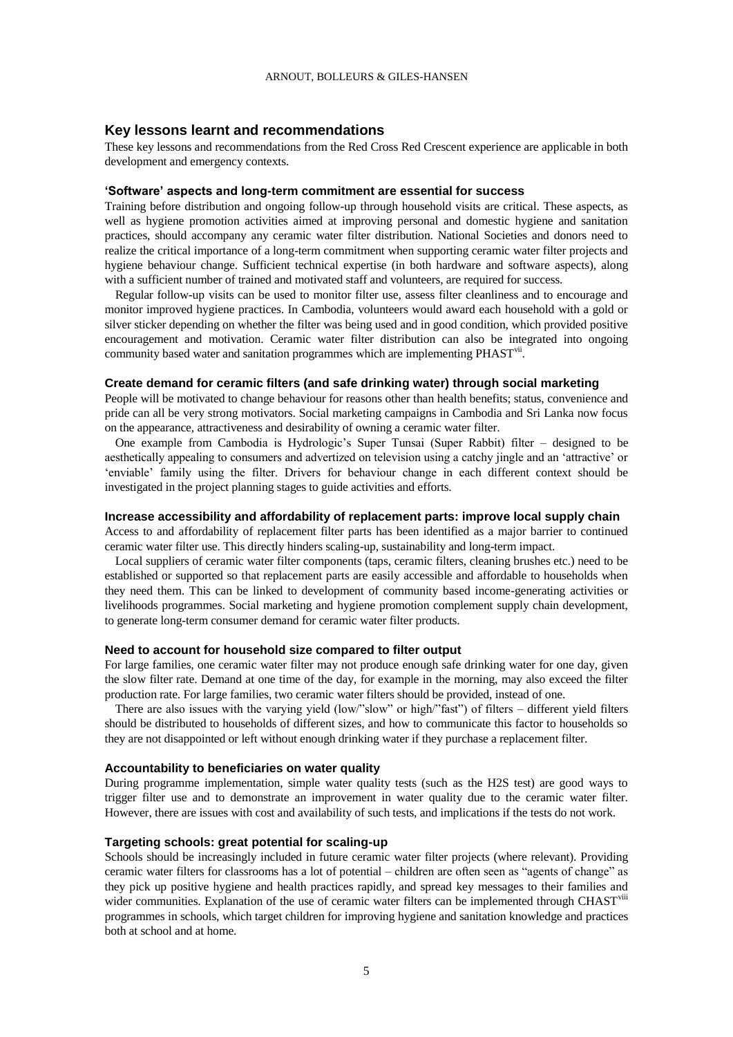## Key lessons learnt and recommendations

These key lessons and recommendations from the Red Cross Red Crescent experience are applicable in both development and emergency contexts.

### 'Software' aspects and long-term commitment are essential for success

Training before distribution and ongoing follow-up through household visits are critical. These aspects, as well as hygiene promotion activities aimed at improving personal and domestic hygiene and sanitation practices, should accompany any ceramic water filter distribution. National Societies and donors need to realize the critical importance of a long-term commitment when supporting ceramic water filter projects and hygiene behaviour change. Sufficient technical expertise (in both hardware and software aspects), along with a sufficient number of trained and motivated staff and volunteers, are required for success.

Regular follow-up visits can be used to monitor filter use, assess filter cleanliness and to encourage and monitor improved hygiene practices. In Cambodia, volunteers would award each household with a gold or silver sticker depending on whether the filter was being used and in good condition, which provided positive encouragement and motivation. Ceramic water filter distribution can also be integrated into ongoing community based water and sanitation programmes which are implementing PHAST[vii].

### Create demand for ceramic filters (and safe drinking water) through social marketing

People will be motivated to change behaviour for reasons other than health benefits; status, convenience and pride can all be very strong motivators. Social marketing campaigns in Cambodia and Sri Lanka now focus on the appearance, attractiveness and desirability of owning a ceramic water filter.

One example from Cambodia is Hydrologic's Super Tunsai (Super Rabbit) filter – designed to be aesthetically appealing to consumers and advertized on television using a catchy jingle and an 'attractive' or 'enviable' family using the filter. Drivers for behaviour change in each different context should be investigated in the project planning stages to guide activities and efforts.

### Increase accessibility and affordability of replacement parts: improve local supply chain

Access to and affordability of replacement filter parts has been identified as a major barrier to continued ceramic water filter use. This directly hinders scaling-up, sustainability and long-term impact.

Local suppliers of ceramic water filter components (taps, ceramic filters, cleaning brushes etc.) need to be established or supported so that replacement parts are easily accessible and affordable to households when they need them. This can be linked to development of community based income-generating activities or livelihoods programmes. Social marketing and hygiene promotion complement supply chain development, to generate long-term consumer demand for ceramic water filter products.

### Need to account for household size compared to filter output

For large families, one ceramic water filter may not produce enough safe drinking water for one day, given the slow filter rate. Demand at one time of the day, for example in the morning, may also exceed the filter production rate. For large families, two ceramic water filters should be provided, instead of one.

There are also issues with the varying yield (low/"slow" or high/"fast") of filters – different yield filters should be distributed to households of different sizes, and how to communicate this factor to households so they are not disappointed or left without enough drinking water if they purchase a replacement filter.

### Accountability to beneficiaries on water quality

During programme implementation, simple water quality tests (such as the H2S test) are good ways to trigger filter use and to demonstrate an improvement in water quality due to the ceramic water filter. However, there are issues with cost and availability of such tests, and implications if the tests do not work.

### Targeting schools: great potential for scaling-up

Schools should be increasingly included in future ceramic water filter projects (where relevant). Providing ceramic water filters for classrooms has a lot of potential – children are often seen as "agents of change" as they pick up positive hygiene and health practices rapidly, and spread key messages to their families and wider communities. Explanation of the use of ceramic water filters can be implemented through CHAST[viii] programmes in schools, which target children for improving hygiene and sanitation knowledge and practices both at school and at home.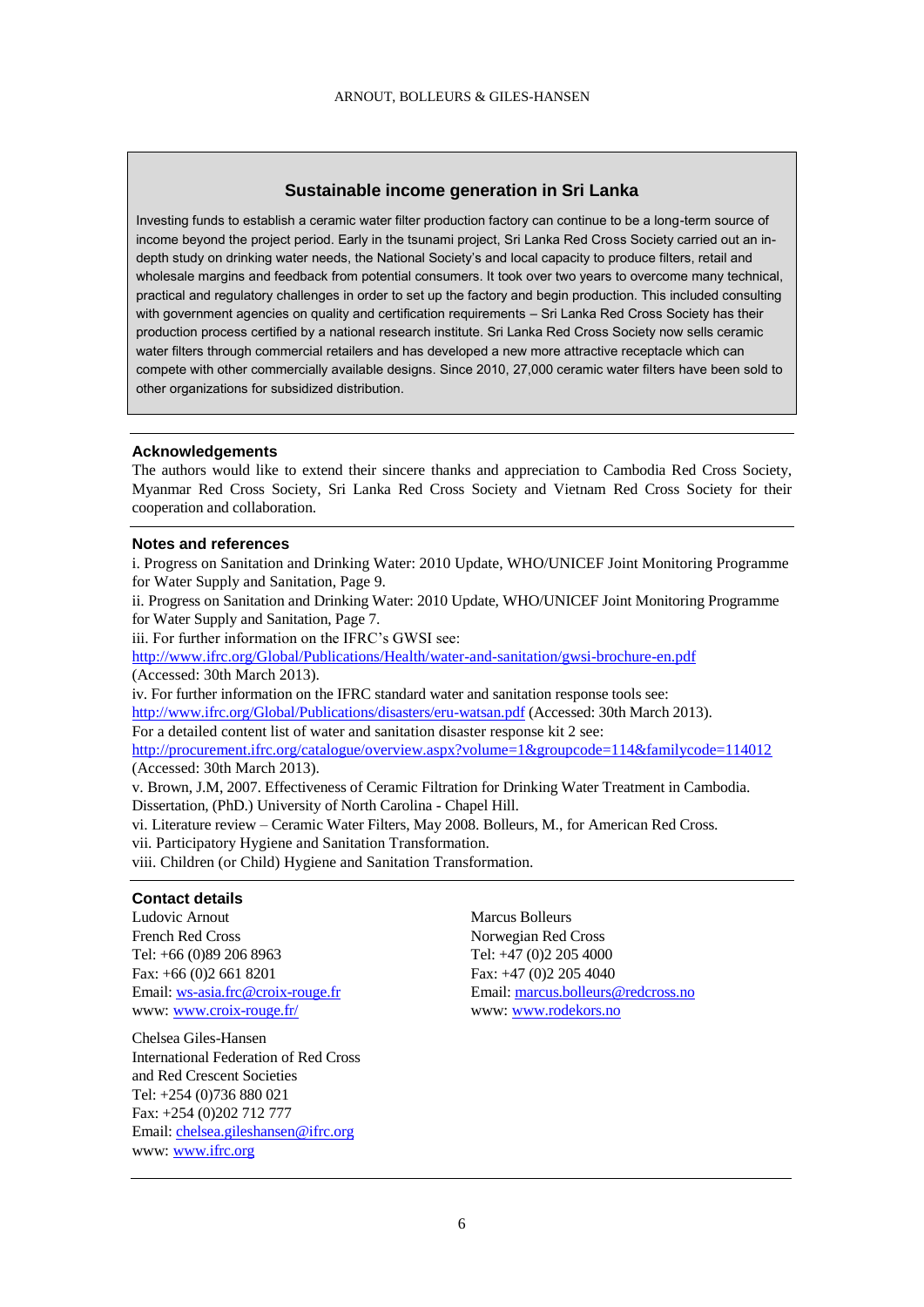## Sustainable income generation in Sri Lanka

Investing funds to establish a ceramic water filter production factory can continue to be a long-term source of income beyond the project period. Early in the tsunami project, Sri Lanka Red Cross Society carried out an in-depth study on drinking water needs, the National Society's and local capacity to produce filters, retail and wholesale margins and feedback from potential consumers. It took over two years to overcome many technical, practical and regulatory challenges in order to set up the factory and begin production. This included consulting with government agencies on quality and certification requirements – Sri Lanka Red Cross Society has their production process certified by a national research institute. Sri Lanka Red Cross Society now sells ceramic water filters through commercial retailers and has developed a new more attractive receptacle which can compete with other commercially available designs. Since 2010, 27,000 ceramic water filters have been sold to other organizations for subsidized distribution.

## Acknowledgements

The authors would like to extend their sincere thanks and appreciation to Cambodia Red Cross Society, Myanmar Red Cross Society, Sri Lanka Red Cross Society and Vietnam Red Cross Society for their cooperation and collaboration.

## Notes and references

i. Progress on Sanitation and Drinking Water: 2010 Update, WHO/UNICEF Joint Monitoring Programme for Water Supply and Sanitation, Page 9.
ii. Progress on Sanitation and Drinking Water: 2010 Update, WHO/UNICEF Joint Monitoring Programme for Water Supply and Sanitation, Page 7.
iii. For further information on the IFRC's GWSI see:
http://www.ifrc.org/Global/Publications/Health/water-and-sanitation/gwsi-brochure-en.pdf
(Accessed: 30th March 2013).
iv. For further information on the IFRC standard water and sanitation response tools see:
http://www.ifrc.org/Global/Publications/disasters/eru-watsan.pdf (Accessed: 30th March 2013).
For a detailed content list of water and sanitation disaster response kit 2 see:
http://procurement.ifrc.org/catalogue/overview.aspx?volume=1&groupcode=114&familycode=114012
(Accessed: 30th March 2013).
v. Brown, J.M, 2007. Effectiveness of Ceramic Filtration for Drinking Water Treatment in Cambodia. Dissertation, (PhD.) University of North Carolina - Chapel Hill.
vi. Literature review – Ceramic Water Filters, May 2008. Bolleurs, M., for American Red Cross.
vii. Participatory Hygiene and Sanitation Transformation.
viii. Children (or Child) Hygiene and Sanitation Transformation.

## Contact details

Ludovic Arnout
French Red Cross
Tel: +66 (0)89 206 8963
Fax: +66 (0)2 661 8201
Email: ws-asia.frc@croix-rouge.fr
www: www.croix-rouge.fr/

Chelsea Giles-Hansen
International Federation of Red Cross and Red Crescent Societies
Tel: +254 (0)736 880 021
Fax: +254 (0)202 712 777
Email: chelsea.gileshansen@ifrc.org
www: www.ifrc.org

Marcus Bolleurs
Norwegian Red Cross
Tel: +47 (0)2 205 4000
Fax: +47 (0)2 205 4040
Email: marcus.bolleurs@redcross.no
www: www.rodekors.no